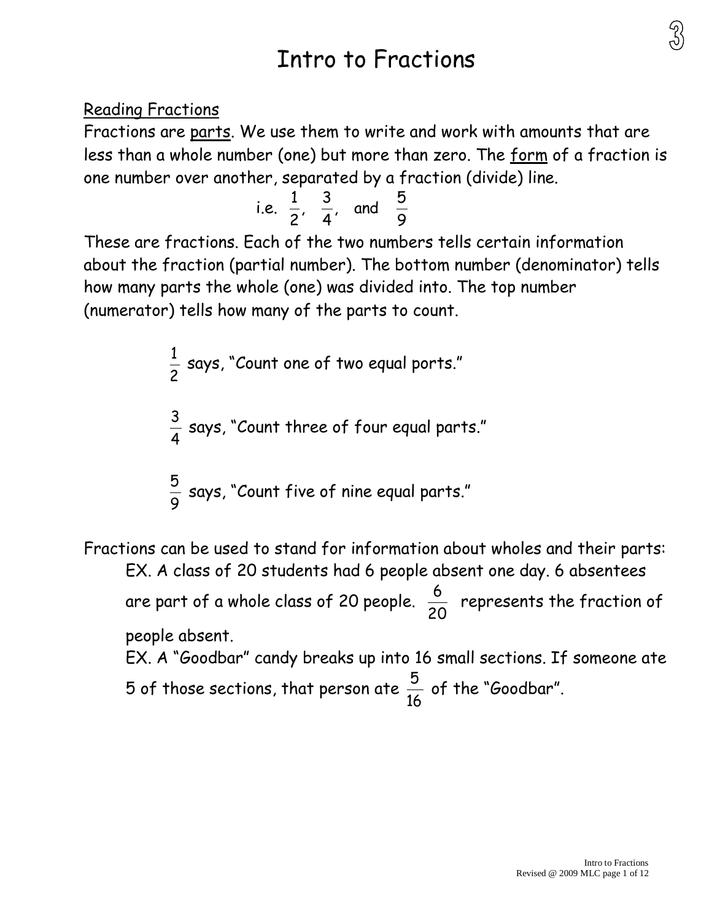# Intro to Fractions

Reading Fractions

Fractions are parts. We use them to write and work with amounts that are less than a whole number (one) but more than zero. The form of a fraction is one number over another, separated by a fraction (divide) line.

i.e. $\frac{1}{2}$, $\frac{3}{4}$, and $\frac{5}{9}$

These are fractions. Each of the two numbers tells certain information about the fraction (partial number). The bottom number (denominator) tells how many parts the whole (one) was divided into. The top number (numerator) tells how many of the parts to count.

$\frac{1}{2}$ says, "Count one of two equal ports."

$\frac{3}{4}$ says, "Count three of four equal parts."

$\frac{5}{9}$ says, "Count five of nine equal parts."

Fractions can be used to stand for information about wholes and their parts:

EX. A class of 20 students had 6 people absent one day. 6 absentees are part of a whole class of 20 people. $\frac{6}{20}$ represents the fraction of people absent.

EX. A "Goodbar" candy breaks up into 16 small sections. If someone ate 5 of those sections, that person ate $\frac{5}{16}$ of the "Goodbar".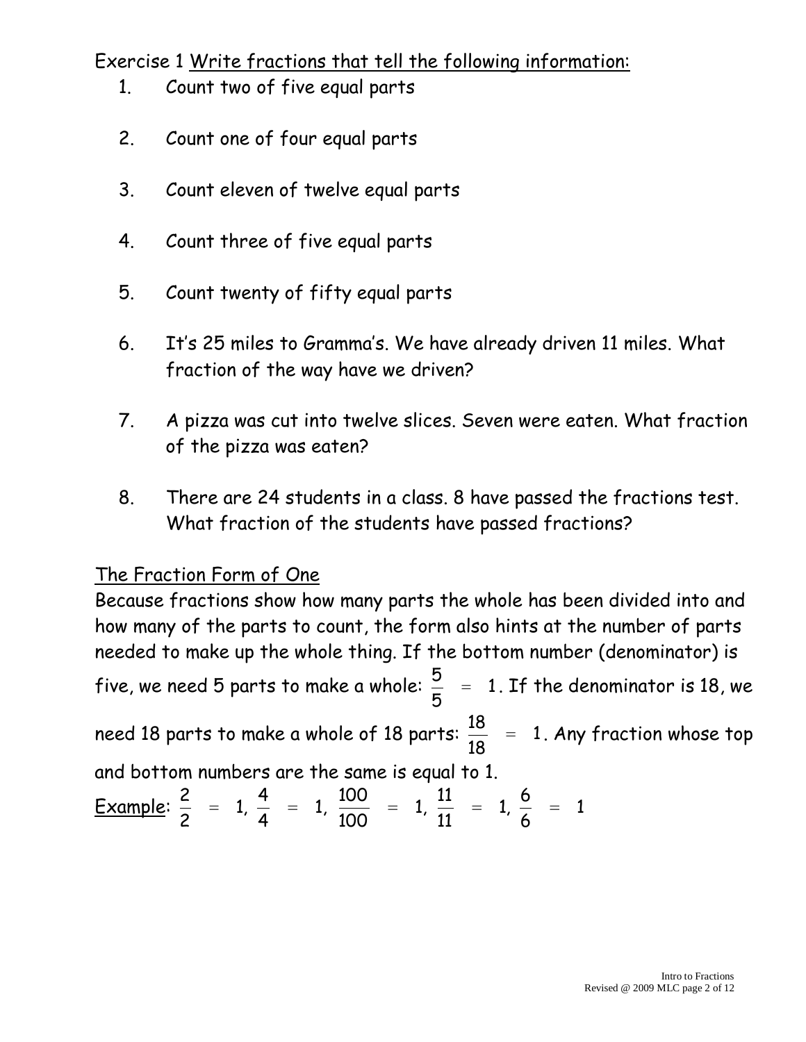Exercise 1 <u>Write fractions that tell the following information:</u>

1. Count two of five equal parts

2. Count one of four equal parts

3. Count eleven of twelve equal parts

4. Count three of five equal parts

5. Count twenty of fifty equal parts

6. It's 25 miles to Gramma's. We have already driven 11 miles. What fraction of the way have we driven?

7. A pizza was cut into twelve slices. Seven were eaten. What fraction of the pizza was eaten?

8. There are 24 students in a class. 8 have passed the fractions test. What fraction of the students have passed fractions?

## The Fraction Form of One

Because fractions show how many parts the whole has been divided into and how many of the parts to count, the form also hints at the number of parts needed to make up the whole thing. If the bottom number (denominator) is five, we need 5 parts to make a whole: $\frac{5}{5} = 1$. If the denominator is 18, we need 18 parts to make a whole of 18 parts: $\frac{18}{18} = 1$. Any fraction whose top and bottom numbers are the same is equal to 1.

<u>Example</u>: $\frac{2}{2} = 1$, $\frac{4}{4} = 1$, $\frac{100}{100} = 1$, $\frac{11}{11} = 1$, $\frac{6}{6} = 1$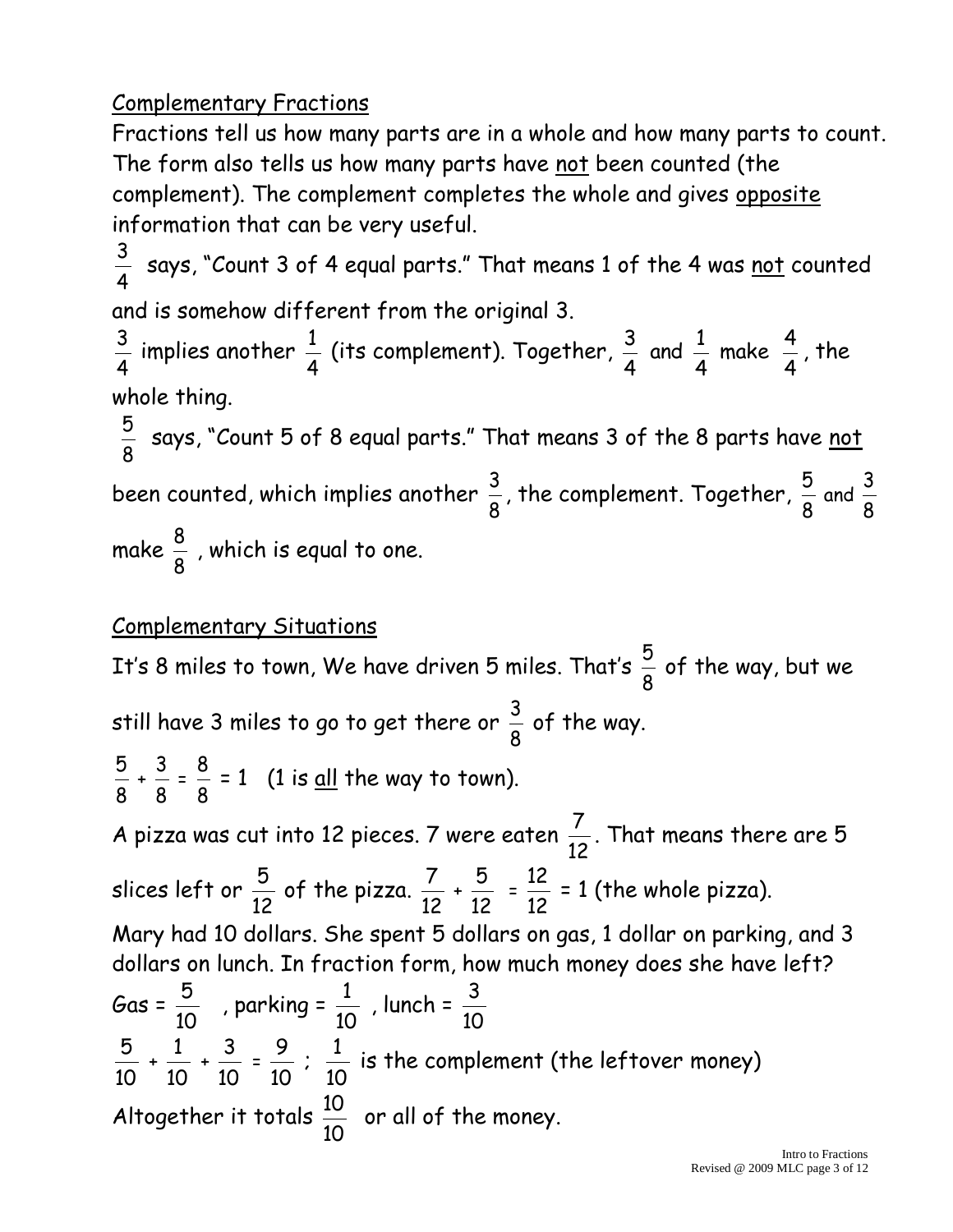## Complementary Fractions

Fractions tell us how many parts are in a whole and how many parts to count. The form also tells us how many parts have not been counted (the complement). The complement completes the whole and gives opposite information that can be very useful.

$\frac{3}{4}$ says, "Count 3 of 4 equal parts." That means 1 of the 4 was not counted and is somehow different from the original 3.

$\frac{3}{4}$ implies another $\frac{1}{4}$ (its complement). Together, $\frac{3}{4}$ and $\frac{1}{4}$ make $\frac{4}{4}$, the whole thing.

$\frac{5}{8}$ says, "Count 5 of 8 equal parts." That means 3 of the 8 parts have not been counted, which implies another $\frac{3}{8}$, the complement. Together, $\frac{5}{8}$ and $\frac{3}{8}$ make $\frac{8}{8}$, which is equal to one.

## Complementary Situations

It's 8 miles to town, We have driven 5 miles. That's $\frac{5}{8}$ of the way, but we still have 3 miles to go to get there or $\frac{3}{8}$ of the way.

$\frac{5}{8} + \frac{3}{8} = \frac{8}{8} = 1$ (1 is all the way to town).

A pizza was cut into 12 pieces. 7 were eaten $\frac{7}{12}$. That means there are 5 slices left or $\frac{5}{12}$ of the pizza. $\frac{7}{12} + \frac{5}{12} = \frac{12}{12} = 1$ (the whole pizza).

Mary had 10 dollars. She spent 5 dollars on gas, 1 dollar on parking, and 3 dollars on lunch. In fraction form, how much money does she have left?

Gas = $\frac{5}{10}$ , parking = $\frac{1}{10}$ , lunch = $\frac{3}{10}$

$\frac{5}{10} + \frac{1}{10} + \frac{3}{10} = \frac{9}{10}$ ; $\frac{1}{10}$ is the complement (the leftover money)

Altogether it totals $\frac{10}{10}$ or all of the money.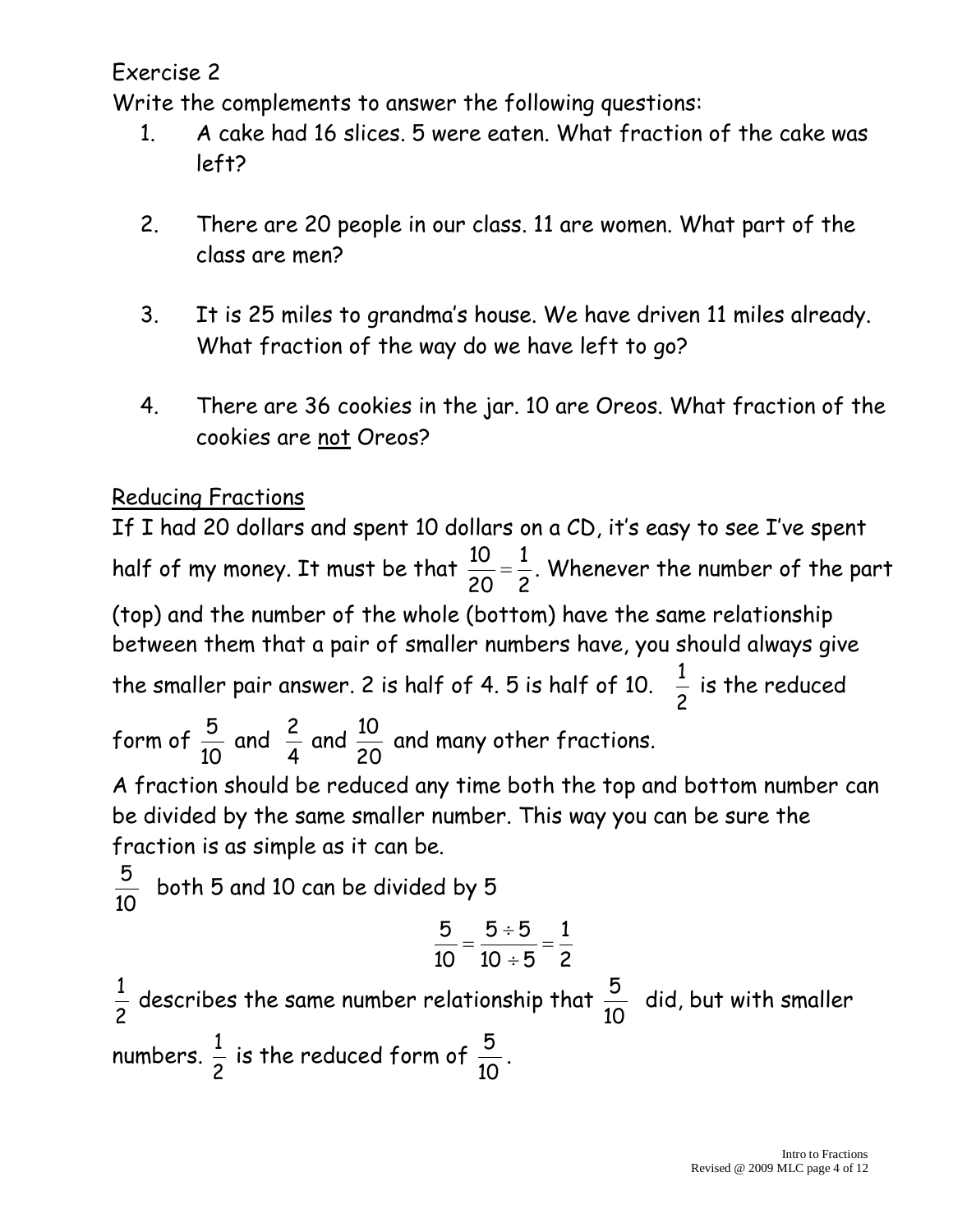Exercise 2

Write the complements to answer the following questions:

1. A cake had 16 slices. 5 were eaten. What fraction of the cake was left?

2. There are 20 people in our class. 11 are women. What part of the class are men?

3. It is 25 miles to grandma's house. We have driven 11 miles already. What fraction of the way do we have left to go?

4. There are 36 cookies in the jar. 10 are Oreos. What fraction of the cookies are <u>not</u> Oreos?

<u>Reducing Fractions</u>

If I had 20 dollars and spent 10 dollars on a CD, it's easy to see I've spent half of my money. It must be that $\frac{10}{20}=\frac{1}{2}$. Whenever the number of the part (top) and the number of the whole (bottom) have the same relationship between them that a pair of smaller numbers have, you should always give the smaller pair answer. 2 is half of 4. 5 is half of 10. $\frac{1}{2}$ is the reduced form of $\frac{5}{10}$ and $\frac{2}{4}$ and $\frac{10}{20}$ and many other fractions.

A fraction should be reduced any time both the top and bottom number can be divided by the same smaller number. This way you can be sure the fraction is as simple as it can be.

$\frac{5}{10}$ both 5 and 10 can be divided by 5

$$\frac{5}{10}=\frac{5\div 5}{10\div 5}=\frac{1}{2}$$

$\frac{1}{2}$ describes the same number relationship that $\frac{5}{10}$ did, but with smaller numbers. $\frac{1}{2}$ is the reduced form of $\frac{5}{10}$.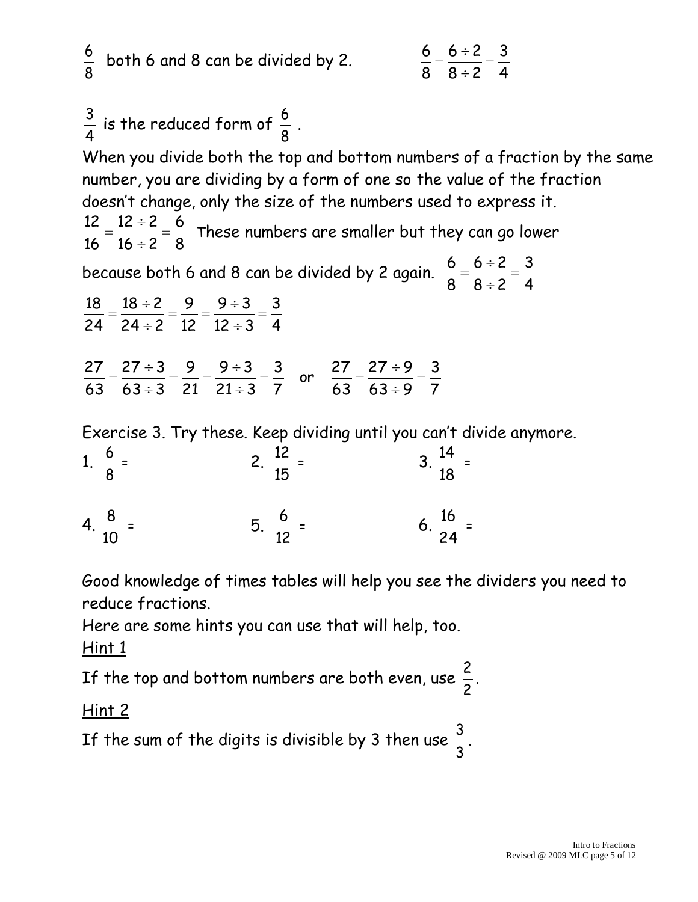$\frac{6}{8}$ both 6 and 8 can be divided by 2. $\frac{6}{8} = \frac{6 \div 2}{8 \div 2} = \frac{3}{4}$

$\frac{3}{4}$ is the reduced form of $\frac{6}{8}$.

When you divide both the top and bottom numbers of a fraction by the same number, you are dividing by a form of one so the value of the fraction doesn't change, only the size of the numbers used to express it.

$\frac{12}{16} = \frac{12 \div 2}{16 \div 2} = \frac{6}{8}$ These numbers are smaller but they can go lower because both 6 and 8 can be divided by 2 again. $\frac{6}{8} = \frac{6 \div 2}{8 \div 2} = \frac{3}{4}$

$$\frac{18}{24} = \frac{18 \div 2}{24 \div 2} = \frac{9}{12} = \frac{9 \div 3}{12 \div 3} = \frac{3}{4}$$

$$\frac{27}{63} = \frac{27 \div 3}{63 \div 3} = \frac{9}{21} = \frac{9 \div 3}{21 \div 3} = \frac{3}{7} \quad \text{or} \quad \frac{27}{63} = \frac{27 \div 9}{63 \div 9} = \frac{3}{7}$$

Exercise 3. Try these. Keep dividing until you can't divide anymore.

1. $\frac{6}{8}$ =
2. $\frac{12}{15}$ =
3. $\frac{14}{18}$ =
4. $\frac{8}{10}$ =
5. $\frac{6}{12}$ =
6. $\frac{16}{24}$ =

Good knowledge of times tables will help you see the dividers you need to reduce fractions.

Here are some hints you can use that will help, too.

<u>Hint 1</u>

If the top and bottom numbers are both even, use $\frac{2}{2}$.

<u>Hint 2</u>

If the sum of the digits is divisible by 3 then use $\frac{3}{3}$.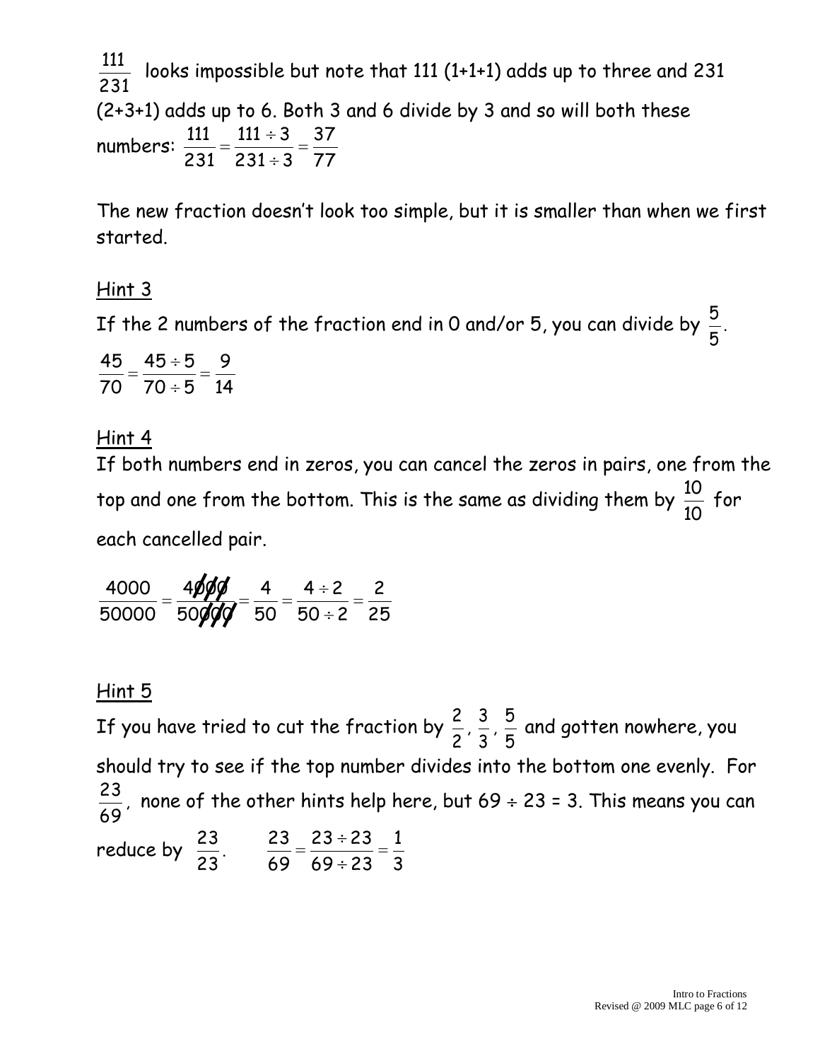$\frac{111}{231}$ looks impossible but note that 111 (1+1+1) adds up to three and 231 (2+3+1) adds up to 6. Both 3 and 6 divide by 3 and so will both these numbers: $\frac{111}{231} = \frac{111 \div 3}{231 \div 3} = \frac{37}{77}$

The new fraction doesn't look too simple, but it is smaller than when we first started.

## Hint 3

If the 2 numbers of the fraction end in 0 and/or 5, you can divide by $\frac{5}{5}$.

$$\frac{45}{70} = \frac{45 \div 5}{70 \div 5} = \frac{9}{14}$$

## Hint 4

If both numbers end in zeros, you can cancel the zeros in pairs, one from the top and one from the bottom. This is the same as dividing them by $\frac{10}{10}$ for each cancelled pair.

$$\frac{4000}{50000} = \frac{4\cancel{000}}{50\cancel{000}} = \frac{4}{50} = \frac{4 \div 2}{50 \div 2} = \frac{2}{25}$$

## Hint 5

If you have tried to cut the fraction by $\frac{2}{2}$, $\frac{3}{3}$, $\frac{5}{5}$ and gotten nowhere, you should try to see if the top number divides into the bottom one evenly. For $\frac{23}{69}$, none of the other hints help here, but $69 \div 23 = 3$. This means you can reduce by $\frac{23}{23}$. $\frac{23}{69} = \frac{23 \div 23}{69 \div 23} = \frac{1}{3}$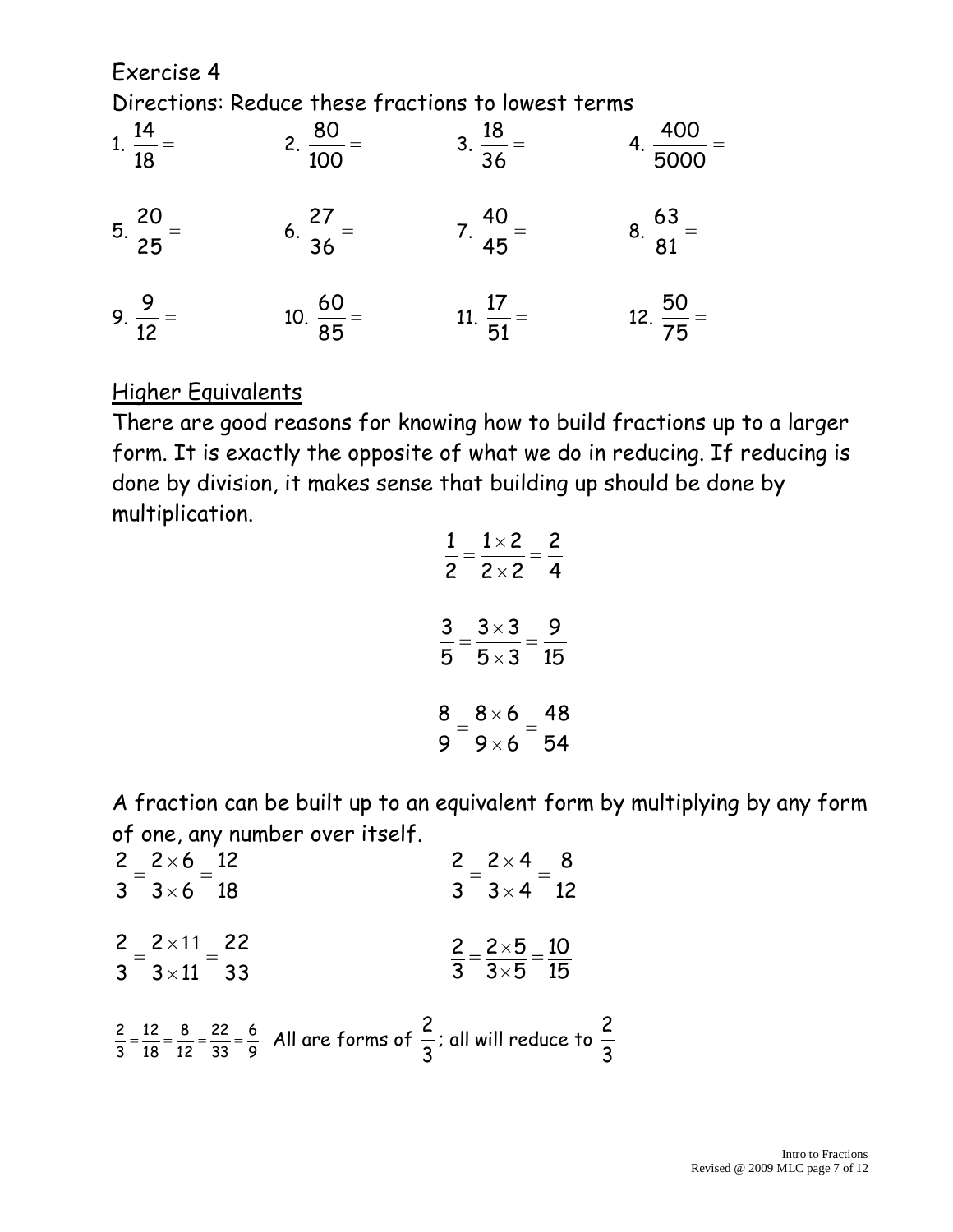Exercise 4

Directions: Reduce these fractions to lowest terms

1. $\frac{14}{18} =$  2. $\frac{80}{100} =$  3. $\frac{18}{36} =$  4. $\frac{400}{5000} =$

5. $\frac{20}{25} =$  6. $\frac{27}{36} =$  7. $\frac{40}{45} =$  8. $\frac{63}{81} =$

9. $\frac{9}{12} =$  10. $\frac{60}{85} =$  11. $\frac{17}{51} =$  12. $\frac{50}{75} =$

<u>Higher Equivalents</u>

There are good reasons for knowing how to build fractions up to a larger form. It is exactly the opposite of what we do in reducing. If reducing is done by division, it makes sense that building up should be done by multiplication.

$$\frac{1}{2} = \frac{1 \times 2}{2 \times 2} = \frac{2}{4}$$

$$\frac{3}{5} = \frac{3 \times 3}{5 \times 3} = \frac{9}{15}$$

$$\frac{8}{9} = \frac{8 \times 6}{9 \times 6} = \frac{48}{54}$$

A fraction can be built up to an equivalent form by multiplying by any form of one, any number over itself.

$$\frac{2}{3} = \frac{2 \times 6}{3 \times 6} = \frac{12}{18}$$

$$\frac{2}{3} = \frac{2 \times 4}{3 \times 4} = \frac{8}{12}$$

$$\frac{2}{3} = \frac{2 \times 11}{3 \times 11} = \frac{22}{33}$$

$$\frac{2}{3} = \frac{2 \times 5}{3 \times 5} = \frac{10}{15}$$

$\frac{2}{3} = \frac{12}{18} = \frac{8}{12} = \frac{22}{33} = \frac{6}{9}$ All are forms of $\frac{2}{3}$; all will reduce to $\frac{2}{3}$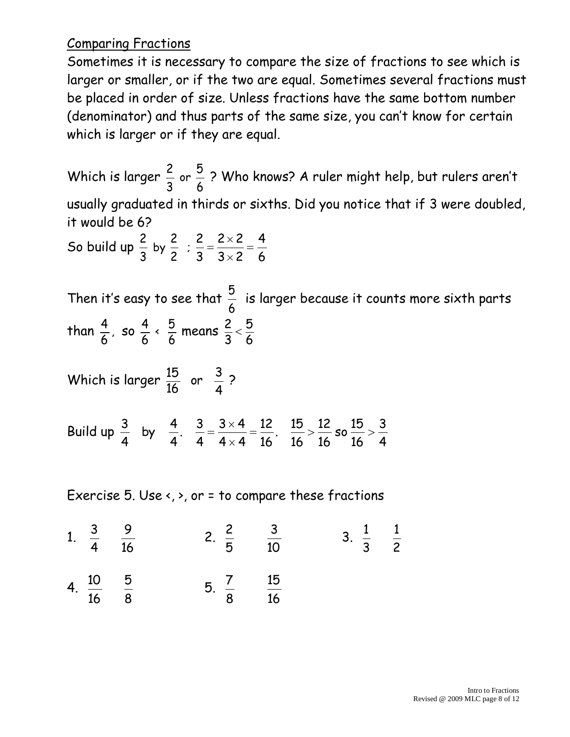## Comparing Fractions

Sometimes it is necessary to compare the size of fractions to see which is larger or smaller, or if the two are equal. Sometimes several fractions must be placed in order of size. Unless fractions have the same bottom number (denominator) and thus parts of the same size, you can't know for certain which is larger or if they are equal.

Which is larger $\frac{2}{3}$ or $\frac{5}{6}$ ? Who knows? A ruler might help, but rulers aren't usually graduated in thirds or sixths. Did you notice that if 3 were doubled, it would be 6?

So build up $\frac{2}{3}$ by $\frac{2}{2}$ ; $\frac{2}{3} = \frac{2 \times 2}{3 \times 2} = \frac{4}{6}$

Then it's easy to see that $\frac{5}{6}$ is larger because it counts more sixth parts than $\frac{4}{6}$, so $\frac{4}{6} < \frac{5}{6}$ means $\frac{2}{3} < \frac{5}{6}$

Which is larger $\frac{15}{16}$ or $\frac{3}{4}$ ?

Build up $\frac{3}{4}$ by $\frac{4}{4}$. $\frac{3}{4} = \frac{3 \times 4}{4 \times 4} = \frac{12}{16}$. $\frac{15}{16} > \frac{12}{16}$ so $\frac{15}{16} > \frac{3}{4}$

Exercise 5. Use <, >, or = to compare these fractions

1. $\frac{3}{4}$ $\frac{9}{16}$
2. $\frac{2}{5}$ $\frac{3}{10}$
3. $\frac{1}{3}$ $\frac{1}{2}$
4. $\frac{10}{16}$ $\frac{5}{8}$
5. $\frac{7}{8}$ $\frac{15}{16}$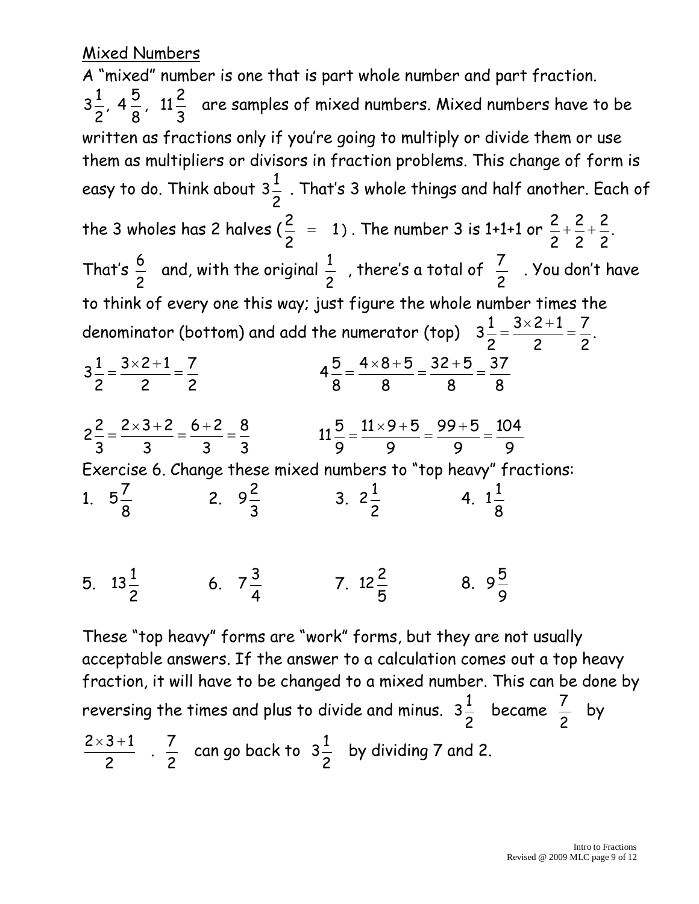Mixed Numbers

A "mixed" number is one that is part whole number and part fraction. $3\frac{1}{2}$, $4\frac{5}{8}$, $11\frac{2}{3}$ are samples of mixed numbers. Mixed numbers have to be written as fractions only if you're going to multiply or divide them or use them as multipliers or divisors in fraction problems. This change of form is easy to do. Think about $3\frac{1}{2}$. That's 3 whole things and half another. Each of the 3 wholes has 2 halves ($\frac{2}{2} = 1$). The number 3 is 1+1+1 or $\frac{2}{2}+\frac{2}{2}+\frac{2}{2}$. That's $\frac{6}{2}$ and, with the original $\frac{1}{2}$, there's a total of $\frac{7}{2}$. You don't have to think of every one this way; just figure the whole number times the denominator (bottom) and add the numerator (top) $3\frac{1}{2} = \frac{3\times 2+1}{2} = \frac{7}{2}$.

$3\frac{1}{2} = \frac{3\times 2+1}{2} = \frac{7}{2}$ $\qquad$ $4\frac{5}{8} = \frac{4\times 8+5}{8} = \frac{32+5}{8} = \frac{37}{8}$

$2\frac{2}{3} = \frac{2\times 3+2}{3} = \frac{6+2}{3} = \frac{8}{3}$ $\qquad$ $11\frac{5}{9} = \frac{11\times 9+5}{9} = \frac{99+5}{9} = \frac{104}{9}$

Exercise 6. Change these mixed numbers to "top heavy" fractions:

1. $5\frac{7}{8}$ $\qquad$ 2. $9\frac{2}{3}$ $\qquad$ 3. $2\frac{1}{2}$ $\qquad$ 4. $1\frac{1}{8}$

5. $13\frac{1}{2}$ $\qquad$ 6. $7\frac{3}{4}$ $\qquad$ 7. $12\frac{2}{5}$ $\qquad$ 8. $9\frac{5}{9}$

These "top heavy" forms are "work" forms, but they are not usually acceptable answers. If the answer to a calculation comes out a top heavy fraction, it will have to be changed to a mixed number. This can be done by reversing the times and plus to divide and minus. $3\frac{1}{2}$ became $\frac{7}{2}$ by $\frac{2\times 3+1}{2}$. $\frac{7}{2}$ can go back to $3\frac{1}{2}$ by dividing 7 and 2.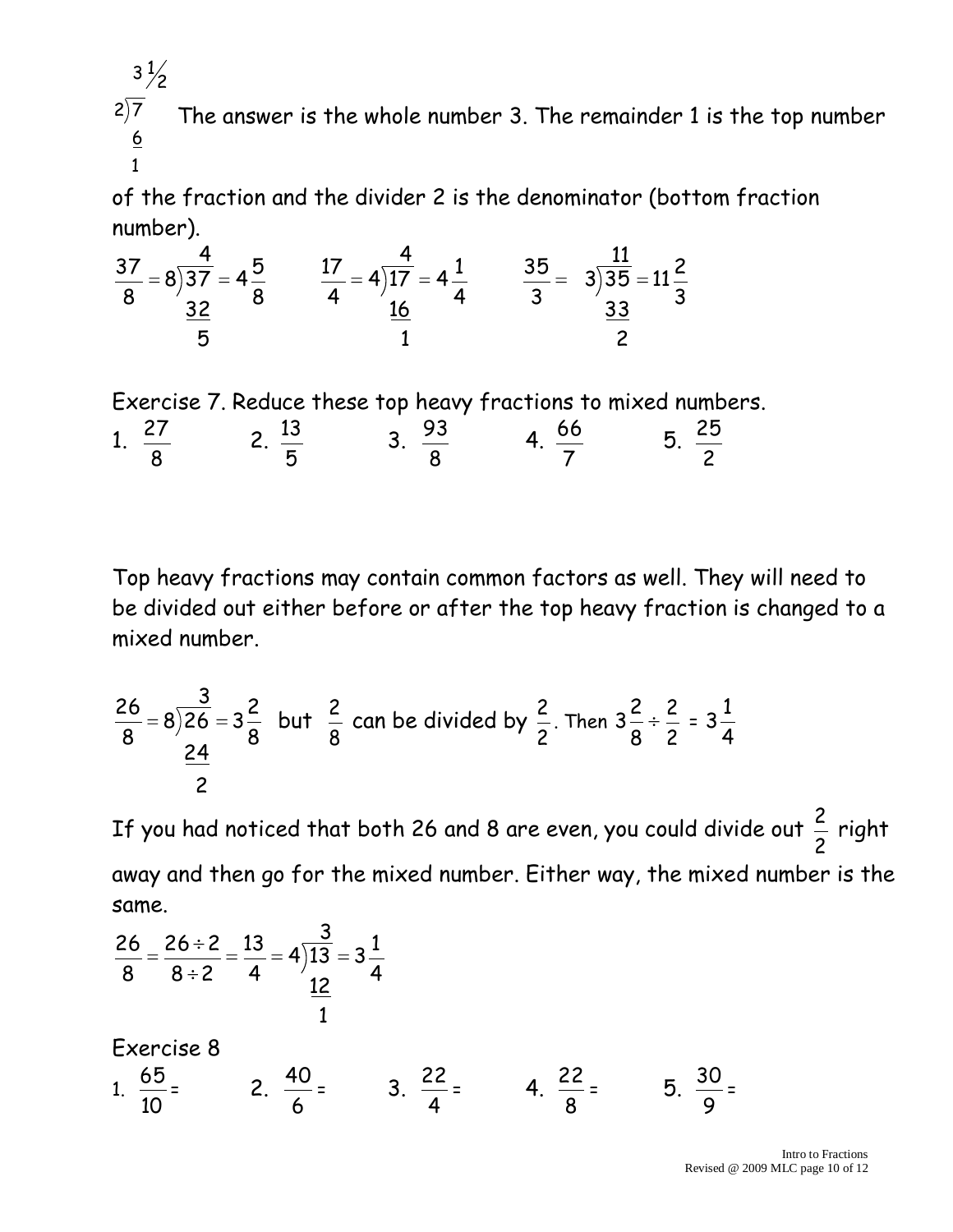$$\begin{array}{r} 3\tfrac{1}{2} \\ 2\overline{)7} \\ \underline{6} \\ 1 \end{array}$$

The answer is the whole number 3. The remainder 1 is the top number of the fraction and the divider 2 is the denominator (bottom fraction number).

$$\frac{37}{8} = 8\overline{)37} = 4\frac{5}{8} \quad (\text{quotient } 4;\ 37 - 32 = 5) \qquad \frac{17}{4} = 4\overline{)17} = 4\frac{1}{4} \quad (\text{quotient } 4;\ 17 - 16 = 1) \qquad \frac{35}{3} = 3\overline{)35} = 11\frac{2}{3} \quad (\text{quotient } 11;\ 35 - 33 = 2)$$

Exercise 7. Reduce these top heavy fractions to mixed numbers.

1. $\frac{27}{8}$  2. $\frac{13}{5}$  3. $\frac{93}{8}$  4. $\frac{66}{7}$  5. $\frac{25}{2}$

Top heavy fractions may contain common factors as well. They will need to be divided out either before or after the top heavy fraction is changed to a mixed number.

$\frac{26}{8} = 8\overline{)26} = 3\frac{2}{8}$ (quotient 3; $26 - 24 = 2$) but $\frac{2}{8}$ can be divided by $\frac{2}{2}$. Then $3\frac{2}{8} \div \frac{2}{2} = 3\frac{1}{4}$

If you had noticed that both 26 and 8 are even, you could divide out $\frac{2}{2}$ right away and then go for the mixed number. Either way, the mixed number is the same.

$$\frac{26}{8} = \frac{26 \div 2}{8 \div 2} = \frac{13}{4} = 4\overline{)13} = 3\frac{1}{4} \quad (\text{quotient } 3;\ 13 - 12 = 1)$$

Exercise 8

1. $\frac{65}{10} =$  2. $\frac{40}{6} =$  3. $\frac{22}{4} =$  4. $\frac{22}{8} =$  5. $\frac{30}{9} =$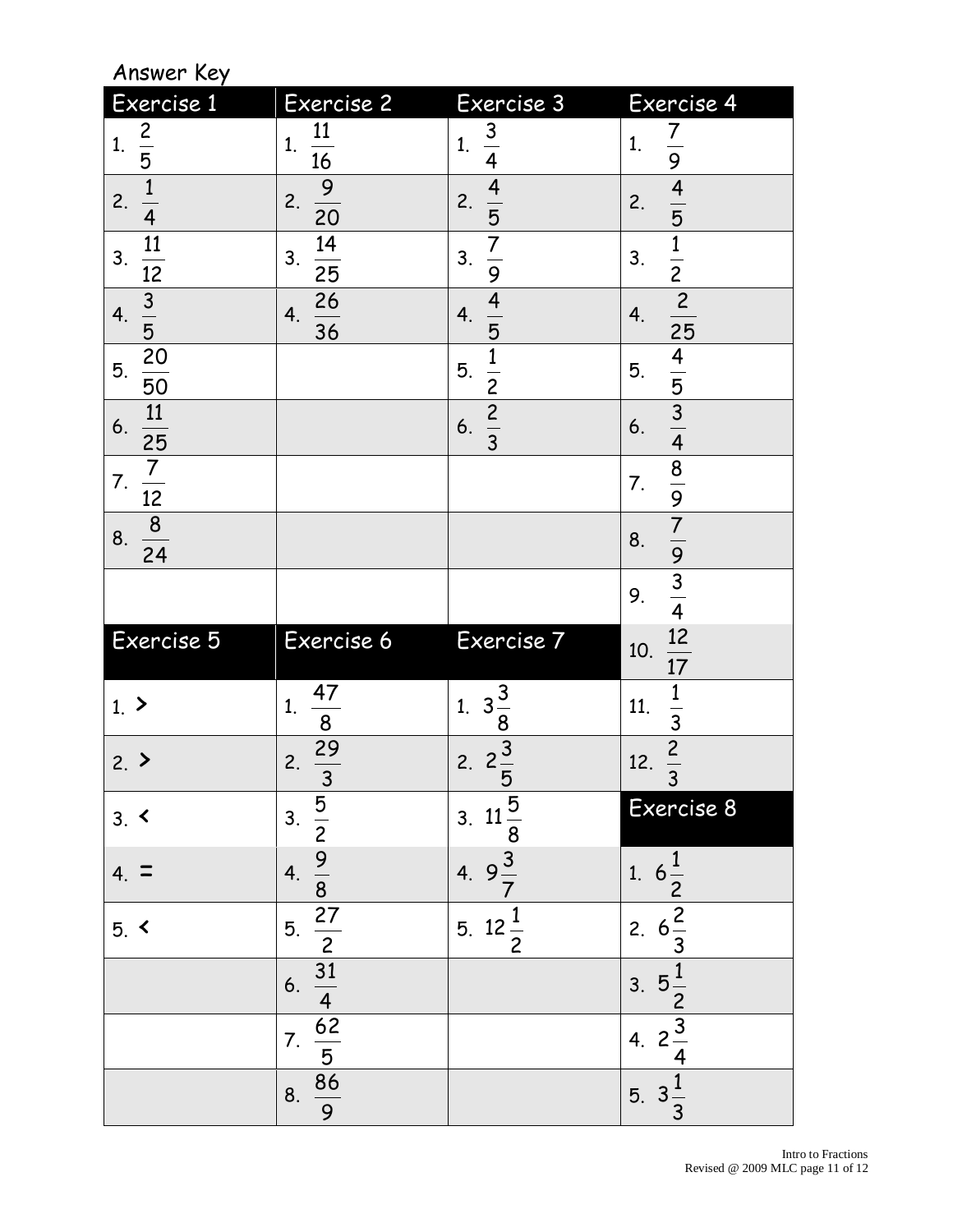Answer Key

| Exercise 1 | Exercise 2 | Exercise 3 | Exercise 4 |
|---|---|---|---|
| 1. $\frac{2}{5}$ | 1. $\frac{11}{16}$ | 1. $\frac{3}{4}$ | 1. $\frac{7}{9}$ |
| 2. $\frac{1}{4}$ | 2. $\frac{9}{20}$ | 2. $\frac{4}{5}$ | 2. $\frac{4}{5}$ |
| 3. $\frac{11}{12}$ | 3. $\frac{14}{25}$ | 3. $\frac{7}{9}$ | 3. $\frac{1}{2}$ |
| 4. $\frac{3}{5}$ | 4. $\frac{26}{36}$ | 4. $\frac{4}{5}$ | 4. $\frac{2}{25}$ |
| 5. $\frac{20}{50}$ | | 5. $\frac{1}{2}$ | 5. $\frac{4}{5}$ |
| 6. $\frac{11}{25}$ | | 6. $\frac{2}{3}$ | 6. $\frac{3}{4}$ |
| 7. $\frac{7}{12}$ | | | 7. $\frac{8}{9}$ |
| 8. $\frac{8}{24}$ | | | 8. $\frac{7}{9}$ |
| | | | 9. $\frac{3}{4}$ |
| **Exercise 5** | **Exercise 6** | **Exercise 7** | 10. $\frac{12}{17}$ |
| 1. > | 1. $\frac{47}{8}$ | 1. $3\frac{3}{8}$ | 11. $\frac{1}{3}$ |
| 2. > | 2. $\frac{29}{3}$ | 2. $2\frac{3}{5}$ | 12. $\frac{2}{3}$ |
| 3. < | 3. $\frac{5}{2}$ | 3. $11\frac{5}{8}$ | **Exercise 8** |
| 4. = | 4. $\frac{9}{8}$ | 4. $9\frac{3}{7}$ | 1. $6\frac{1}{2}$ |
| 5. < | 5. $\frac{27}{2}$ | 5. $12\frac{1}{2}$ | 2. $6\frac{2}{3}$ |
| | 6. $\frac{31}{4}$ | | 3. $5\frac{1}{2}$ |
| | 7. $\frac{62}{5}$ | | 4. $2\frac{3}{4}$ |
| | 8. $\frac{86}{9}$ | | 5. $3\frac{1}{3}$ |